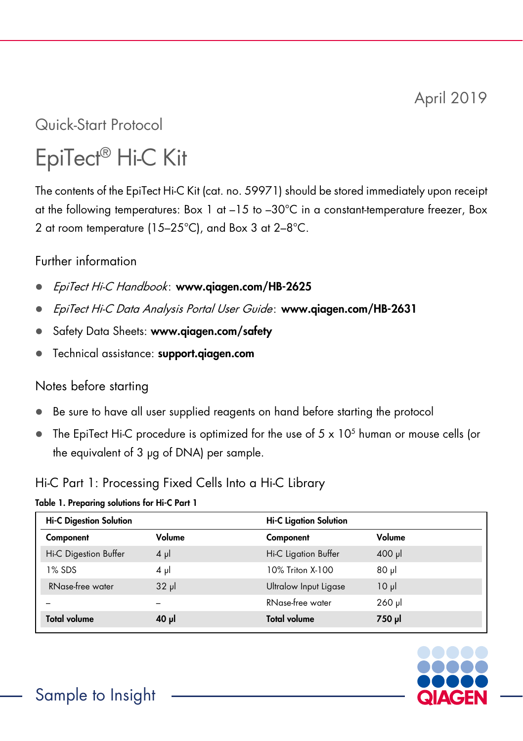April 2019

Quick-Start Protocol

# EpiTect® Hi-C Kit

The contents of the EpiTect Hi-C Kit (cat. no. 59971) should be stored immediately upon receipt at the following temperatures: Box 1 at –15 to –30°C in a constant-temperature freezer, Box 2 at room temperature (15–25°C), and Box 3 at 2–8°C.

## Further information

- *EpiTect Hi-C Handbook*: **www.qiagen.com/HB-2625**
- *EpiTect Hi-C Data Analysis Portal User Guide*: **www.qiagen.com/HB-2631**
- Safety Data Sheets: **www.qiagen.com/safety**
- Technical assistance: **support.qiagen.com**

## Notes before starting

- Be sure to have all user supplied reagents on hand before starting the protocol
- The EpiTect Hi-C procedure is optimized for the use of 5 x $10^5$ human or mouse cells (or the equivalent of 3 µg of DNA) per sample.

## Hi-C Part 1: Processing Fixed Cells Into a Hi-C Library

**Table 1. Preparing solutions for Hi-C Part 1**

| **Hi-C Digestion Solution** | | **Hi-C Ligation Solution** | |
|---|---|---|---|
| **Component** | **Volume** | **Component** | **Volume** |
| Hi-C Digestion Buffer | 4 µl | Hi-C Ligation Buffer | 400 µl |
| 1% SDS | 4 µl | 10% Triton X-100 | 80 µl |
| RNase-free water | 32 µl | Ultralow Input Ligase | 10 µl |
| – | – | RNase-free water | 260 µl |
| **Total volume** | **40 µl** | **Total volume** | **750 µl** |

Sample to Insight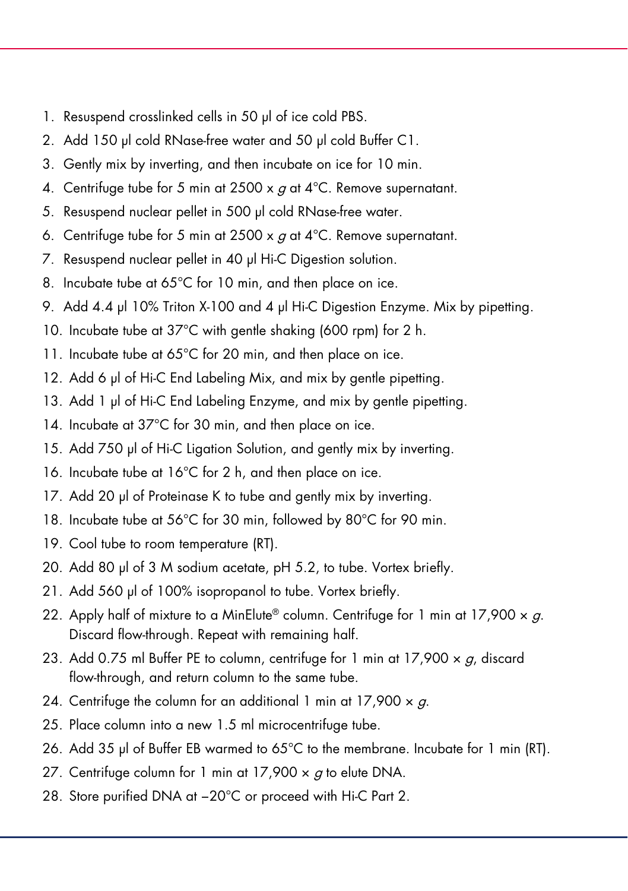1. Resuspend crosslinked cells in 50 µl of ice cold PBS.
2. Add 150 µl cold RNase-free water and 50 µl cold Buffer C1.
3. Gently mix by inverting, and then incubate on ice for 10 min.
4. Centrifuge tube for 5 min at 2500 x *g* at 4°C. Remove supernatant.
5. Resuspend nuclear pellet in 500 µl cold RNase-free water.
6. Centrifuge tube for 5 min at 2500 x *g* at 4°C. Remove supernatant.
7. Resuspend nuclear pellet in 40 µl Hi-C Digestion solution.
8. Incubate tube at 65°C for 10 min, and then place on ice.
9. Add 4.4 µl 10% Triton X-100 and 4 µl Hi-C Digestion Enzyme. Mix by pipetting.
10. Incubate tube at 37°C with gentle shaking (600 rpm) for 2 h.
11. Incubate tube at 65°C for 20 min, and then place on ice.
12. Add 6 µl of Hi-C End Labeling Mix, and mix by gentle pipetting.
13. Add 1 µl of Hi-C End Labeling Enzyme, and mix by gentle pipetting.
14. Incubate at 37°C for 30 min, and then place on ice.
15. Add 750 µl of Hi-C Ligation Solution, and gently mix by inverting.
16. Incubate tube at 16°C for 2 h, and then place on ice.
17. Add 20 µl of Proteinase K to tube and gently mix by inverting.
18. Incubate tube at 56°C for 30 min, followed by 80°C for 90 min.
19. Cool tube to room temperature (RT).
20. Add 80 µl of 3 M sodium acetate, pH 5.2, to tube. Vortex briefly.
21. Add 560 µl of 100% isopropanol to tube. Vortex briefly.
22. Apply half of mixture to a MinElute® column. Centrifuge for 1 min at 17,900 × *g*. Discard flow-through. Repeat with remaining half.
23. Add 0.75 ml Buffer PE to column, centrifuge for 1 min at 17,900 × *g*, discard flow-through, and return column to the same tube.
24. Centrifuge the column for an additional 1 min at 17,900 × *g*.
25. Place column into a new 1.5 ml microcentrifuge tube.
26. Add 35 µl of Buffer EB warmed to 65°C to the membrane. Incubate for 1 min (RT).
27. Centrifuge column for 1 min at 17,900 × *g* to elute DNA.
28. Store purified DNA at –20°C or proceed with Hi-C Part 2.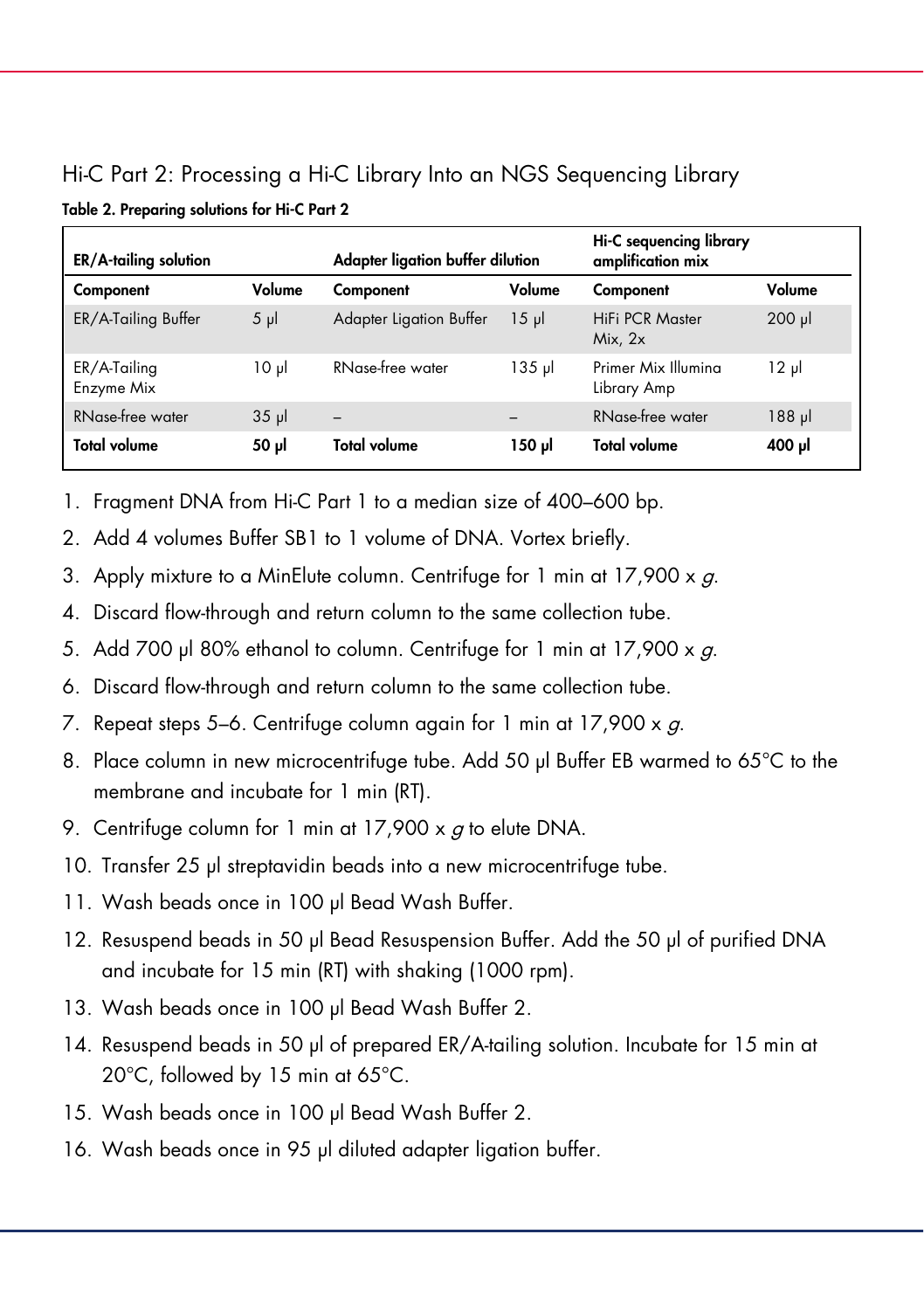## Hi-C Part 2: Processing a Hi-C Library Into an NGS Sequencing Library

**Table 2. Preparing solutions for Hi-C Part 2**

| **ER/A-tailing solution** | | **Adapter ligation buffer dilution** | | **Hi-C sequencing library amplification mix** | |
|---|---|---|---|---|---|
| **Component** | **Volume** | **Component** | **Volume** | **Component** | **Volume** |
| ER/A-Tailing Buffer | 5 µl | Adapter Ligation Buffer | 15 µl | HiFi PCR Master Mix, 2x | 200 µl |
| ER/A-Tailing Enzyme Mix | 10 µl | RNase-free water | 135 µl | Primer Mix Illumina Library Amp | 12 µl |
| RNase-free water | 35 µl | – | – | RNase-free water | 188 µl |
| **Total volume** | **50 µl** | **Total volume** | **150 µl** | **Total volume** | **400 µl** |

1. Fragment DNA from Hi-C Part 1 to a median size of 400–600 bp.
2. Add 4 volumes Buffer SB1 to 1 volume of DNA. Vortex briefly.
3. Apply mixture to a MinElute column. Centrifuge for 1 min at 17,900 x *g*.
4. Discard flow-through and return column to the same collection tube.
5. Add 700 µl 80% ethanol to column. Centrifuge for 1 min at 17,900 x *g*.
6. Discard flow-through and return column to the same collection tube.
7. Repeat steps 5–6. Centrifuge column again for 1 min at 17,900 x *g*.
8. Place column in new microcentrifuge tube. Add 50 µl Buffer EB warmed to 65°C to the membrane and incubate for 1 min (RT).
9. Centrifuge column for 1 min at 17,900 x *g* to elute DNA.
10. Transfer 25 µl streptavidin beads into a new microcentrifuge tube.
11. Wash beads once in 100 µl Bead Wash Buffer.
12. Resuspend beads in 50 µl Bead Resuspension Buffer. Add the 50 µl of purified DNA and incubate for 15 min (RT) with shaking (1000 rpm).
13. Wash beads once in 100 µl Bead Wash Buffer 2.
14. Resuspend beads in 50 µl of prepared ER/A-tailing solution. Incubate for 15 min at 20°C, followed by 15 min at 65°C.
15. Wash beads once in 100 µl Bead Wash Buffer 2.
16. Wash beads once in 95 µl diluted adapter ligation buffer.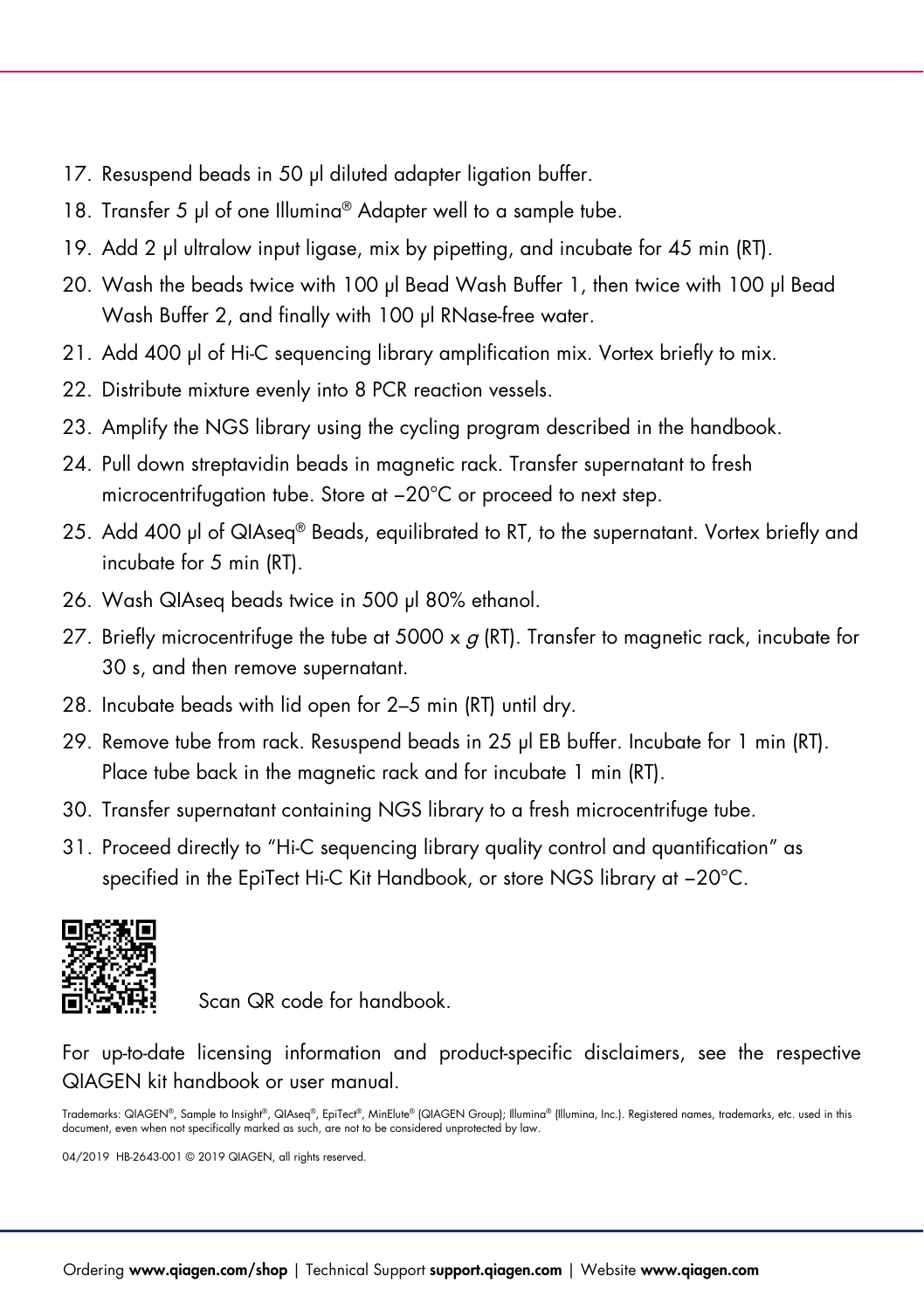17. Resuspend beads in 50 µl diluted adapter ligation buffer.
18. Transfer 5 µl of one Illumina® Adapter well to a sample tube.
19. Add 2 µl ultralow input ligase, mix by pipetting, and incubate for 45 min (RT).
20. Wash the beads twice with 100 µl Bead Wash Buffer 1, then twice with 100 µl Bead Wash Buffer 2, and finally with 100 µl RNase-free water.
21. Add 400 µl of Hi-C sequencing library amplification mix. Vortex briefly to mix.
22. Distribute mixture evenly into 8 PCR reaction vessels.
23. Amplify the NGS library using the cycling program described in the handbook.
24. Pull down streptavidin beads in magnetic rack. Transfer supernatant to fresh microcentrifugation tube. Store at –20°C or proceed to next step.
25. Add 400 µl of QIAseq® Beads, equilibrated to RT, to the supernatant. Vortex briefly and incubate for 5 min (RT).
26. Wash QIAseq beads twice in 500 µl 80% ethanol.
27. Briefly microcentrifuge the tube at 5000 x *g* (RT). Transfer to magnetic rack, incubate for 30 s, and then remove supernatant.
28. Incubate beads with lid open for 2–5 min (RT) until dry.
29. Remove tube from rack. Resuspend beads in 25 µl EB buffer. Incubate for 1 min (RT). Place tube back in the magnetic rack and for incubate 1 min (RT).
30. Transfer supernatant containing NGS library to a fresh microcentrifuge tube.
31. Proceed directly to "Hi-C sequencing library quality control and quantification" as specified in the EpiTect Hi-C Kit Handbook, or store NGS library at –20°C.

Scan QR code for handbook.

For up-to-date licensing information and product-specific disclaimers, see the respective QIAGEN kit handbook or user manual.

Trademarks: QIAGEN®, Sample to Insight®, QIAseq®, EpiTect®, MinElute® (QIAGEN Group); Illumina® (Illumina, Inc.). Registered names, trademarks, etc. used in this document, even when not specifically marked as such, are not to be considered unprotected by law.

04/2019 HB-2643-001 © 2019 QIAGEN, all rights reserved.

Ordering **www.qiagen.com/shop** | Technical Support **support.qiagen.com** | Website **www.qiagen.com**